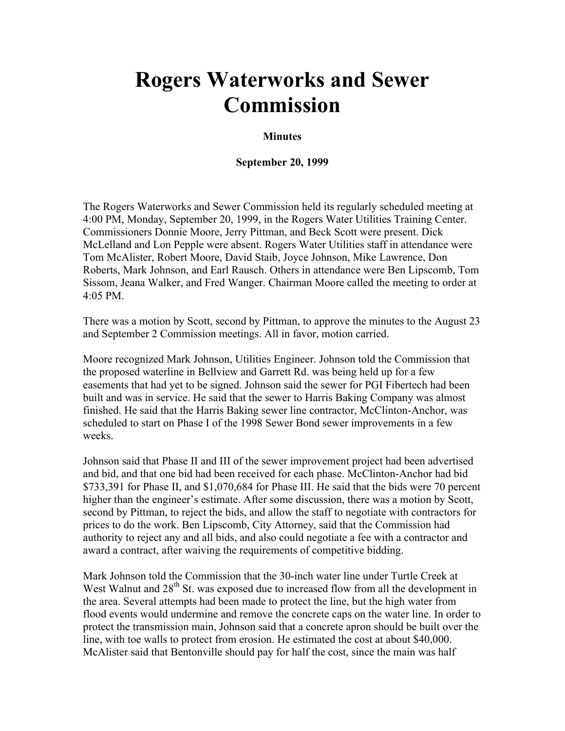# Rogers Waterworks and Sewer Commission

**Minutes**

**September 20, 1999**

The Rogers Waterworks and Sewer Commission held its regularly scheduled meeting at 4:00 PM, Monday, September 20, 1999, in the Rogers Water Utilities Training Center. Commissioners Donnie Moore, Jerry Pittman, and Beck Scott were present. Dick McLelland and Lon Pepple were absent. Rogers Water Utilities staff in attendance were Tom McAlister, Robert Moore, David Staib, Joyce Johnson, Mike Lawrence, Don Roberts, Mark Johnson, and Earl Rausch. Others in attendance were Ben Lipscomb, Tom Sissom, Jeana Walker, and Fred Wanger. Chairman Moore called the meeting to order at 4:05 PM.

There was a motion by Scott, second by Pittman, to approve the minutes to the August 23 and September 2 Commission meetings. All in favor, motion carried.

Moore recognized Mark Johnson, Utilities Engineer. Johnson told the Commission that the proposed waterline in Bellview and Garrett Rd. was being held up for a few easements that had yet to be signed. Johnson said the sewer for PGI Fibertech had been built and was in service. He said that the sewer to Harris Baking Company was almost finished. He said that the Harris Baking sewer line contractor, McClinton-Anchor, was scheduled to start on Phase I of the 1998 Sewer Bond sewer improvements in a few weeks.

Johnson said that Phase II and III of the sewer improvement project had been advertised and bid, and that one bid had been received for each phase. McClinton-Anchor had bid $733,391 for Phase II, and $1,070,684 for Phase III. He said that the bids were 70 percent higher than the engineer's estimate. After some discussion, there was a motion by Scott, second by Pittman, to reject the bids, and allow the staff to negotiate with contractors for prices to do the work. Ben Lipscomb, City Attorney, said that the Commission had authority to reject any and all bids, and also could negotiate a fee with a contractor and award a contract, after waiving the requirements of competitive bidding.

Mark Johnson told the Commission that the 30-inch water line under Turtle Creek at West Walnut and 28th St. was exposed due to increased flow from all the development in the area. Several attempts had been made to protect the line, but the high water from flood events would undermine and remove the concrete caps on the water line. In order to protect the transmission main, Johnson said that a concrete apron should be built over the line, with toe walls to protect from erosion. He estimated the cost at about $40,000. McAlister said that Bentonville should pay for half the cost, since the main was half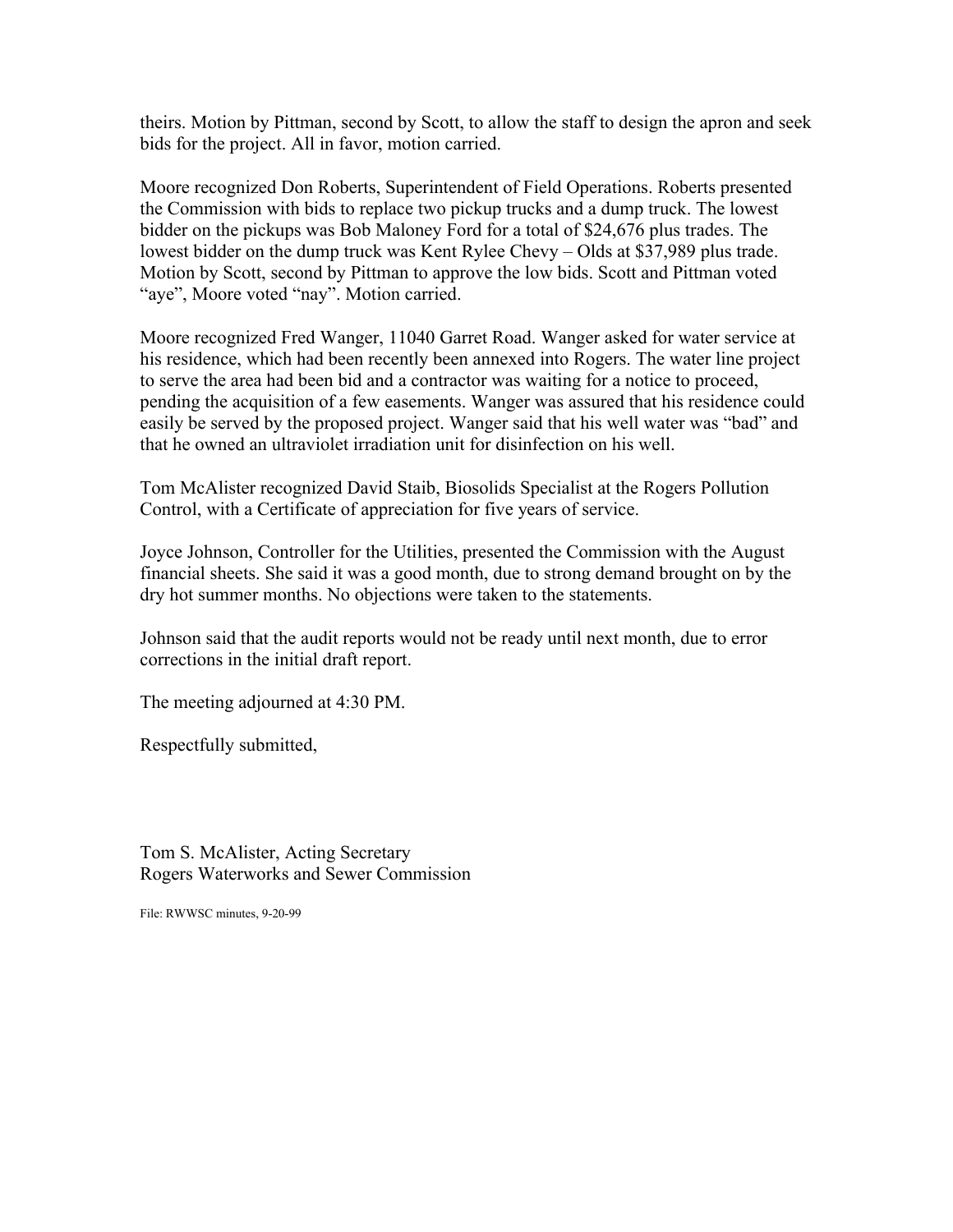theirs. Motion by Pittman, second by Scott, to allow the staff to design the apron and seek bids for the project. All in favor, motion carried.

Moore recognized Don Roberts, Superintendent of Field Operations. Roberts presented the Commission with bids to replace two pickup trucks and a dump truck. The lowest bidder on the pickups was Bob Maloney Ford for a total of $24,676 plus trades. The lowest bidder on the dump truck was Kent Rylee Chevy – Olds at $37,989 plus trade. Motion by Scott, second by Pittman to approve the low bids. Scott and Pittman voted "aye", Moore voted "nay". Motion carried.

Moore recognized Fred Wanger, 11040 Garret Road. Wanger asked for water service at his residence, which had been recently been annexed into Rogers. The water line project to serve the area had been bid and a contractor was waiting for a notice to proceed, pending the acquisition of a few easements. Wanger was assured that his residence could easily be served by the proposed project. Wanger said that his well water was "bad" and that he owned an ultraviolet irradiation unit for disinfection on his well.

Tom McAlister recognized David Staib, Biosolids Specialist at the Rogers Pollution Control, with a Certificate of appreciation for five years of service.

Joyce Johnson, Controller for the Utilities, presented the Commission with the August financial sheets. She said it was a good month, due to strong demand brought on by the dry hot summer months. No objections were taken to the statements.

Johnson said that the audit reports would not be ready until next month, due to error corrections in the initial draft report.

The meeting adjourned at 4:30 PM.

Respectfully submitted,

Tom S. McAlister, Acting Secretary
Rogers Waterworks and Sewer Commission

File: RWWSC minutes, 9-20-99